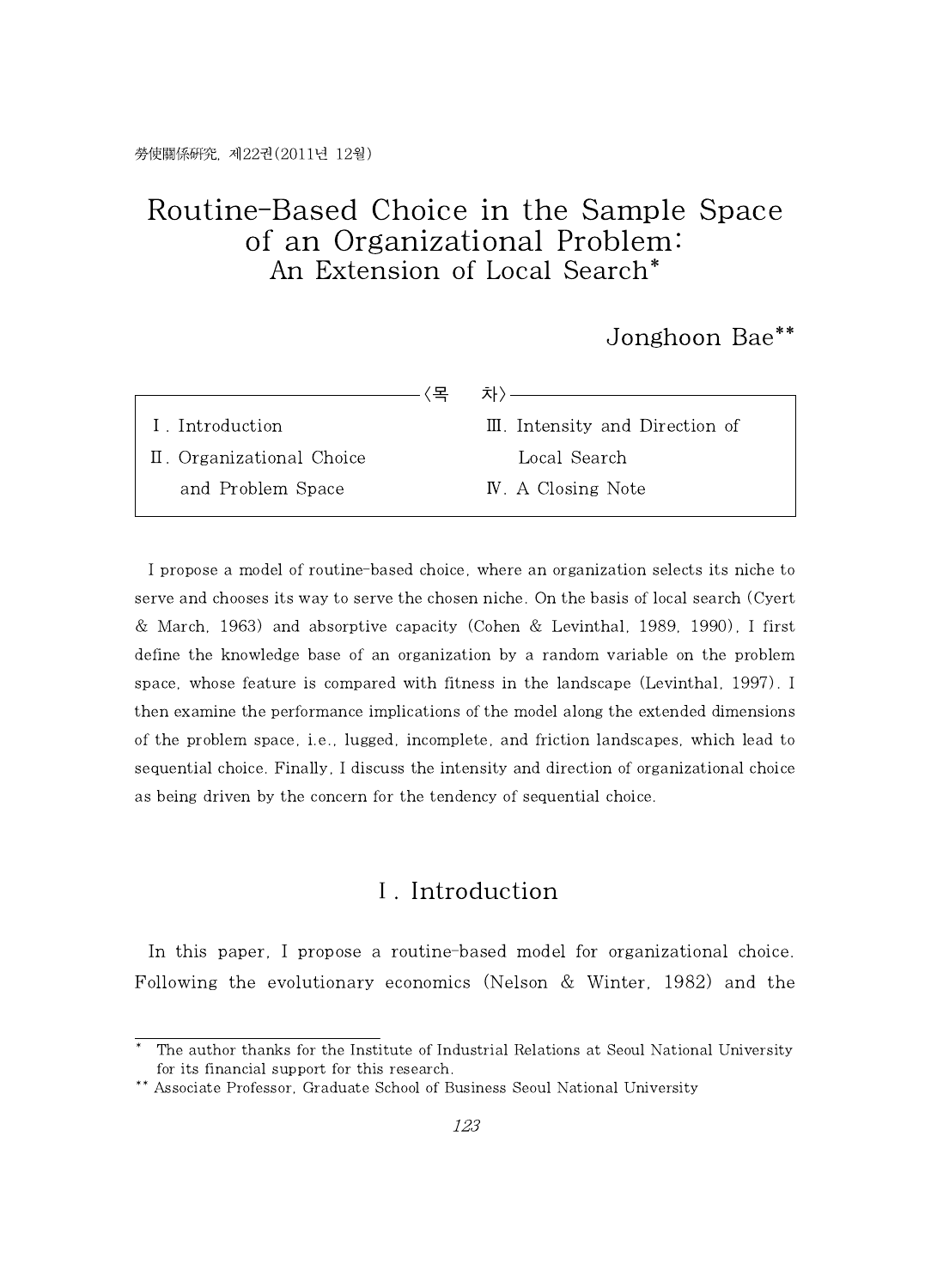# Routine-Based Choice in the Sample Space of an Organizational Problem: An Extension of Local Search*

Jonghoon Bae**

〈목　차〉

| | |
|---|---|
| Ⅰ. Introduction | Ⅲ. Intensity and Direction of Local Search |
| Ⅱ. Organizational Choice and Problem Space | Ⅳ. A Closing Note |

I propose a model of routine-based choice, where an organization selects its niche to serve and chooses its way to serve the chosen niche. On the basis of local search (Cyert & March, 1963) and absorptive capacity (Cohen & Levinthal, 1989, 1990), I first define the knowledge base of an organization by a random variable on the problem space, whose feature is compared with fitness in the landscape (Levinthal, 1997). I then examine the performance implications of the model along the extended dimensions of the problem space, i.e., lugged, incomplete, and friction landscapes, which lead to sequential choice. Finally, I discuss the intensity and direction of organizational choice as being driven by the concern for the tendency of sequential choice.

## Ⅰ. Introduction

In this paper, I propose a routine-based model for organizational choice. Following the evolutionary economics (Nelson & Winter, 1982) and the

---

\* The author thanks for the Institute of Industrial Relations at Seoul National University for its financial support for this research.

\*\* Associate Professor, Graduate School of Business Seoul National University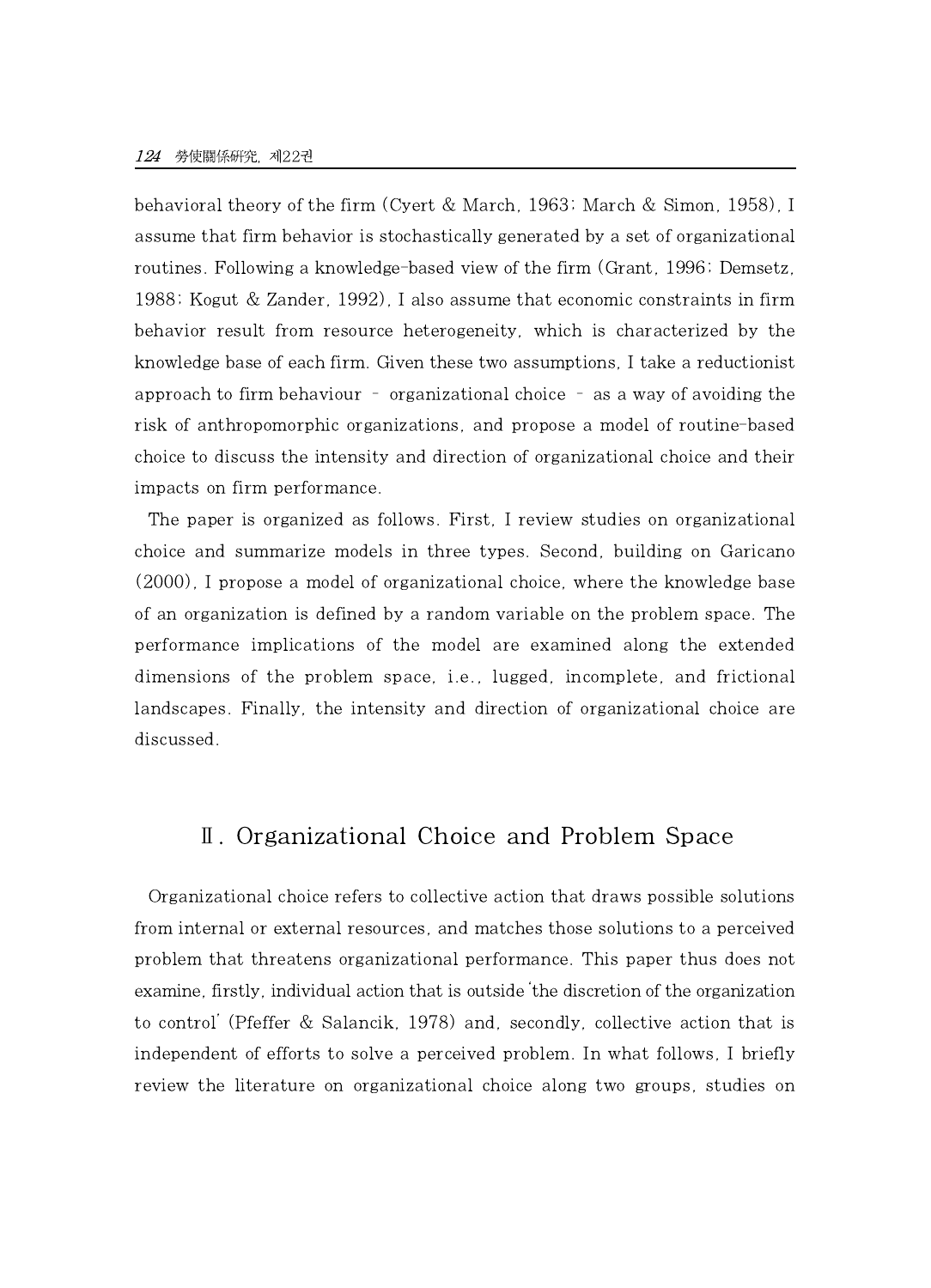behavioral theory of the firm (Cyert & March, 1963; March & Simon, 1958), I assume that firm behavior is stochastically generated by a set of organizational routines. Following a knowledge-based view of the firm (Grant, 1996; Demsetz, 1988; Kogut & Zander, 1992), I also assume that economic constraints in firm behavior result from resource heterogeneity, which is characterized by the knowledge base of each firm. Given these two assumptions, I take a reductionist approach to firm behaviour – organizational choice – as a way of avoiding the risk of anthropomorphic organizations, and propose a model of routine-based choice to discuss the intensity and direction of organizational choice and their impacts on firm performance.

The paper is organized as follows. First, I review studies on organizational choice and summarize models in three types. Second, building on Garicano (2000), I propose a model of organizational choice, where the knowledge base of an organization is defined by a random variable on the problem space. The performance implications of the model are examined along the extended dimensions of the problem space, i.e., lugged, incomplete, and frictional landscapes. Finally, the intensity and direction of organizational choice are discussed.

## Ⅱ. Organizational Choice and Problem Space

Organizational choice refers to collective action that draws possible solutions from internal or external resources, and matches those solutions to a perceived problem that threatens organizational performance. This paper thus does not examine, firstly, individual action that is outside 'the discretion of the organization to control' (Pfeffer & Salancik, 1978) and, secondly, collective action that is independent of efforts to solve a perceived problem. In what follows, I briefly review the literature on organizational choice along two groups, studies on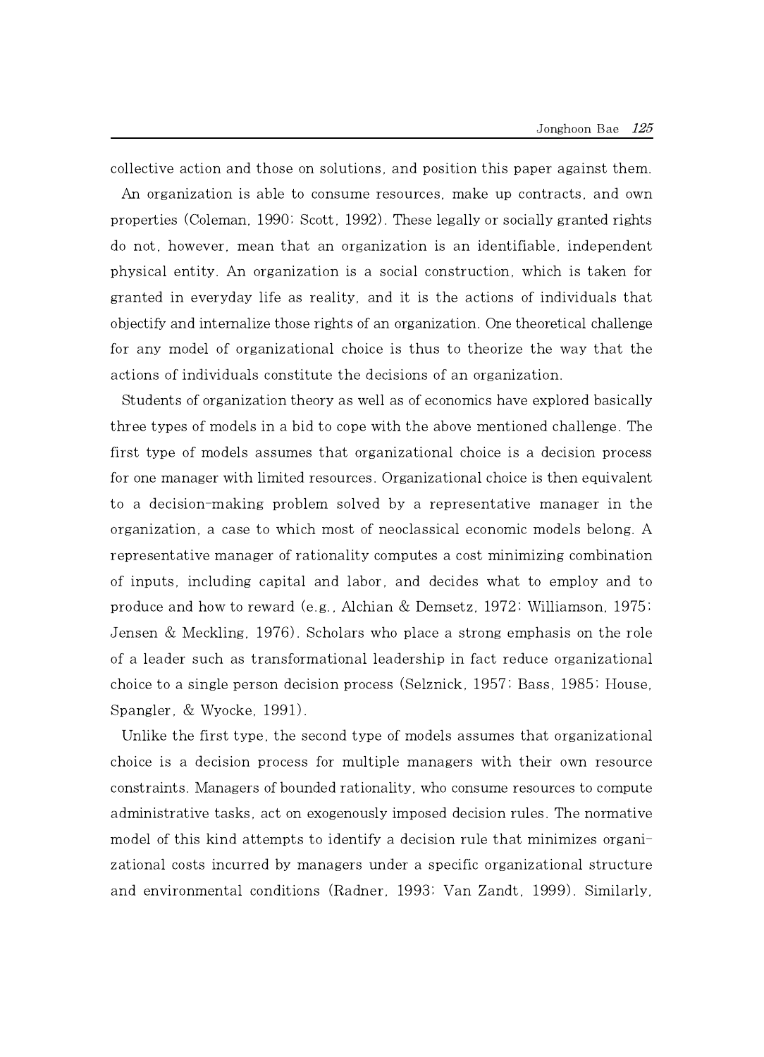collective action and those on solutions, and position this paper against them.

An organization is able to consume resources, make up contracts, and own properties (Coleman, 1990; Scott, 1992). These legally or socially granted rights do not, however, mean that an organization is an identifiable, independent physical entity. An organization is a social construction, which is taken for granted in everyday life as reality, and it is the actions of individuals that objectify and internalize those rights of an organization. One theoretical challenge for any model of organizational choice is thus to theorize the way that the actions of individuals constitute the decisions of an organization.

Students of organization theory as well as of economics have explored basically three types of models in a bid to cope with the above mentioned challenge. The first type of models assumes that organizational choice is a decision process for one manager with limited resources. Organizational choice is then equivalent to a decision-making problem solved by a representative manager in the organization, a case to which most of neoclassical economic models belong. A representative manager of rationality computes a cost minimizing combination of inputs, including capital and labor, and decides what to employ and to produce and how to reward (e.g., Alchian & Demsetz, 1972; Williamson, 1975; Jensen & Meckling, 1976). Scholars who place a strong emphasis on the role of a leader such as transformational leadership in fact reduce organizational choice to a single person decision process (Selznick, 1957; Bass, 1985; House, Spangler, & Wyocke, 1991).

Unlike the first type, the second type of models assumes that organizational choice is a decision process for multiple managers with their own resource constraints. Managers of bounded rationality, who consume resources to compute administrative tasks, act on exogenously imposed decision rules. The normative model of this kind attempts to identify a decision rule that minimizes organizational costs incurred by managers under a specific organizational structure and environmental conditions (Radner, 1993; Van Zandt, 1999). Similarly,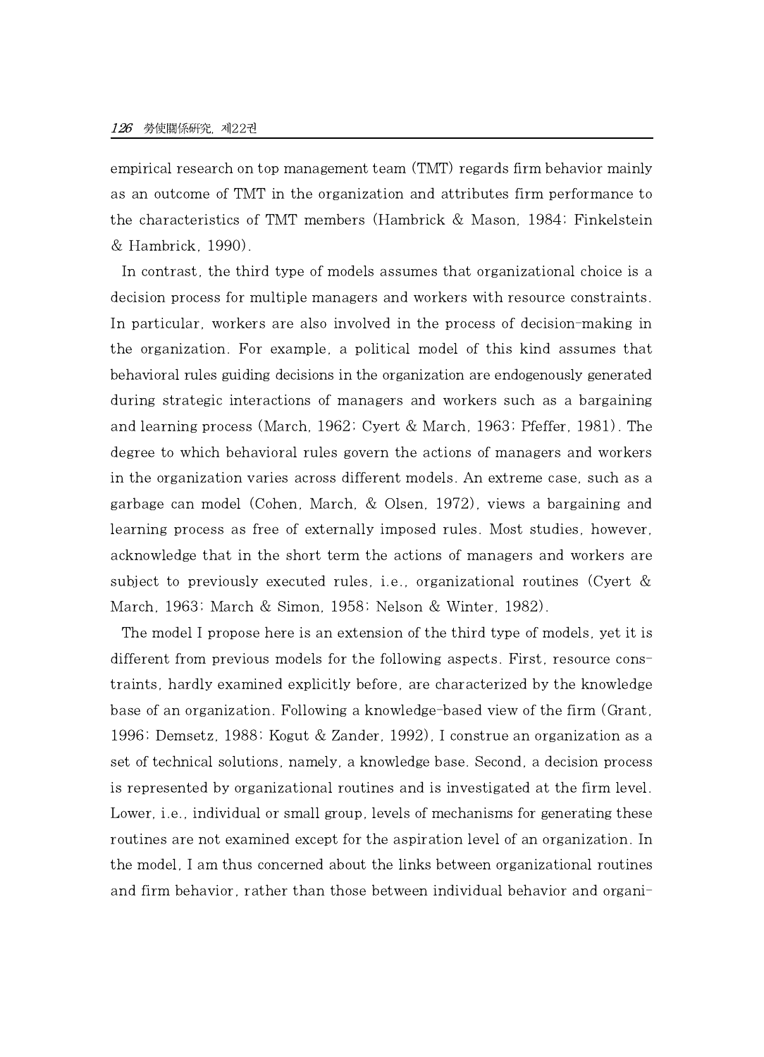empirical research on top management team (TMT) regards firm behavior mainly as an outcome of TMT in the organization and attributes firm performance to the characteristics of TMT members (Hambrick & Mason, 1984; Finkelstein & Hambrick, 1990).

In contrast, the third type of models assumes that organizational choice is a decision process for multiple managers and workers with resource constraints. In particular, workers are also involved in the process of decision-making in the organization. For example, a political model of this kind assumes that behavioral rules guiding decisions in the organization are endogenously generated during strategic interactions of managers and workers such as a bargaining and learning process (March, 1962; Cyert & March, 1963; Pfeffer, 1981). The degree to which behavioral rules govern the actions of managers and workers in the organization varies across different models. An extreme case, such as a garbage can model (Cohen, March, & Olsen, 1972), views a bargaining and learning process as free of externally imposed rules. Most studies, however, acknowledge that in the short term the actions of managers and workers are subject to previously executed rules, i.e., organizational routines (Cyert & March, 1963; March & Simon, 1958; Nelson & Winter, 1982).

The model I propose here is an extension of the third type of models, yet it is different from previous models for the following aspects. First, resource constraints, hardly examined explicitly before, are characterized by the knowledge base of an organization. Following a knowledge-based view of the firm (Grant, 1996; Demsetz, 1988; Kogut & Zander, 1992), I construe an organization as a set of technical solutions, namely, a knowledge base. Second, a decision process is represented by organizational routines and is investigated at the firm level. Lower, i.e., individual or small group, levels of mechanisms for generating these routines are not examined except for the aspiration level of an organization. In the model, I am thus concerned about the links between organizational routines and firm behavior, rather than those between individual behavior and organi-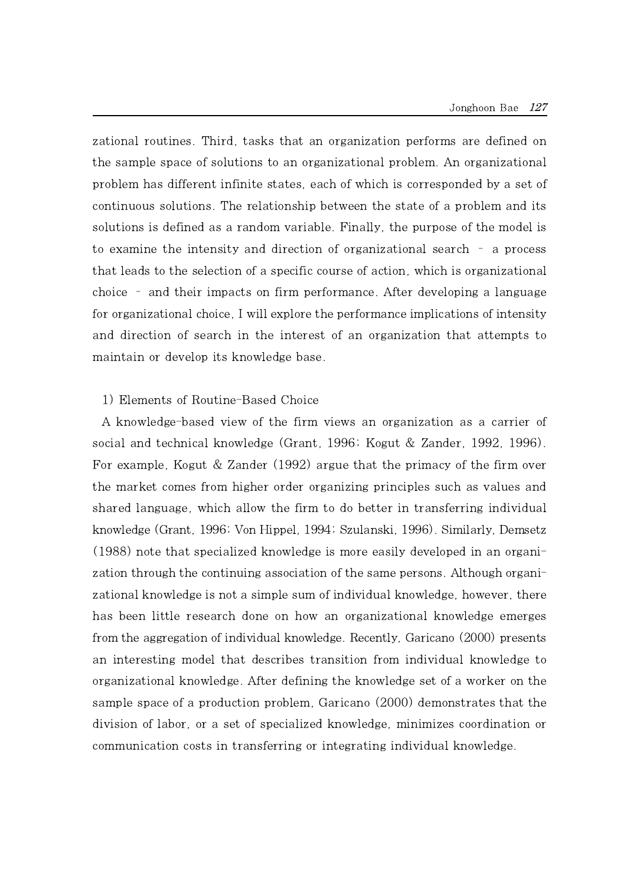zational routines. Third, tasks that an organization performs are defined on the sample space of solutions to an organizational problem. An organizational problem has different infinite states, each of which is corresponded by a set of continuous solutions. The relationship between the state of a problem and its solutions is defined as a random variable. Finally, the purpose of the model is to examine the intensity and direction of organizational search – a process that leads to the selection of a specific course of action, which is organizational choice – and their impacts on firm performance. After developing a language for organizational choice, I will explore the performance implications of intensity and direction of search in the interest of an organization that attempts to maintain or develop its knowledge base.

### 1) Elements of Routine-Based Choice

A knowledge-based view of the firm views an organization as a carrier of social and technical knowledge (Grant, 1996; Kogut & Zander, 1992, 1996). For example, Kogut & Zander (1992) argue that the primacy of the firm over the market comes from higher order organizing principles such as values and shared language, which allow the firm to do better in transferring individual knowledge (Grant, 1996; Von Hippel, 1994; Szulanski, 1996). Similarly, Demsetz (1988) note that specialized knowledge is more easily developed in an organization through the continuing association of the same persons. Although organizational knowledge is not a simple sum of individual knowledge, however, there has been little research done on how an organizational knowledge emerges from the aggregation of individual knowledge. Recently, Garicano (2000) presents an interesting model that describes transition from individual knowledge to organizational knowledge. After defining the knowledge set of a worker on the sample space of a production problem, Garicano (2000) demonstrates that the division of labor, or a set of specialized knowledge, minimizes coordination or communication costs in transferring or integrating individual knowledge.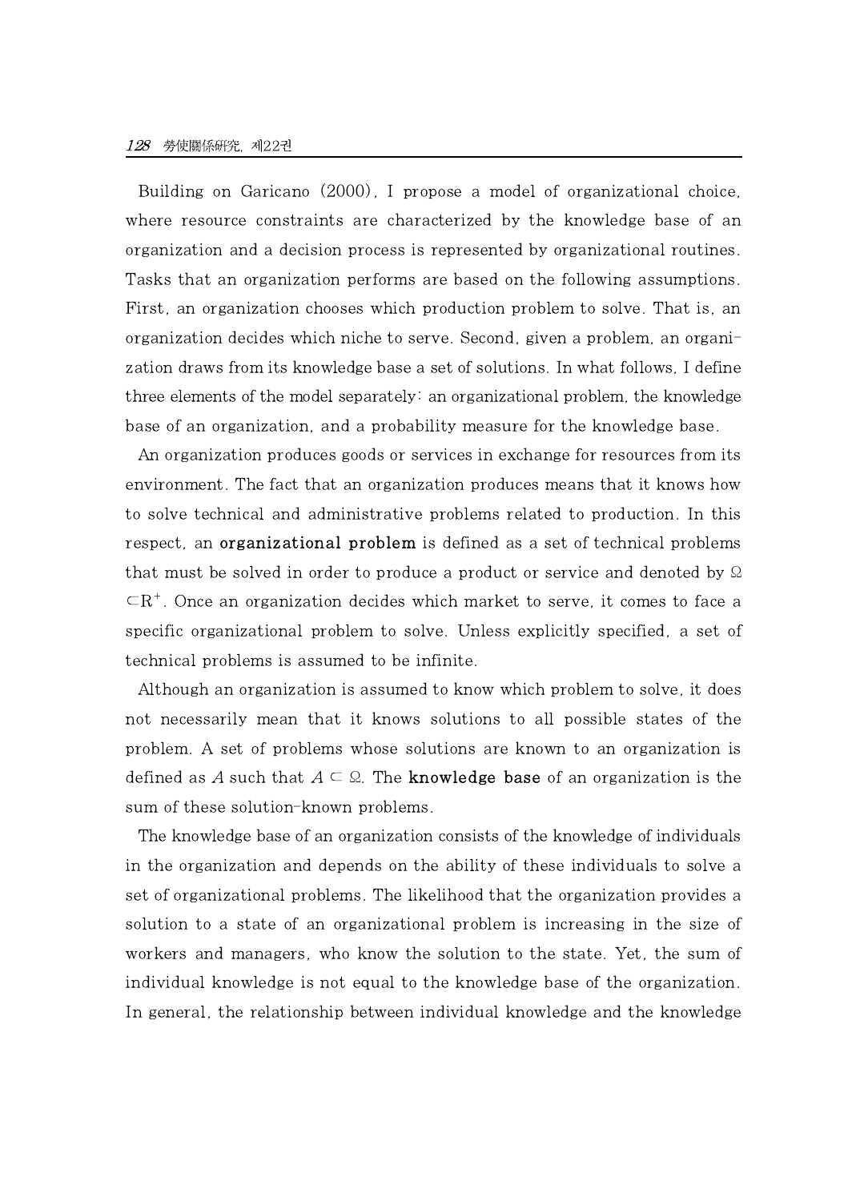Building on Garicano (2000), I propose a model of organizational choice, where resource constraints are characterized by the knowledge base of an organization and a decision process is represented by organizational routines. Tasks that an organization performs are based on the following assumptions. First, an organization chooses which production problem to solve. That is, an organization decides which niche to serve. Second, given a problem, an organization draws from its knowledge base a set of solutions. In what follows, I define three elements of the model separately: an organizational problem, the knowledge base of an organization, and a probability measure for the knowledge base.

An organization produces goods or services in exchange for resources from its environment. The fact that an organization produces means that it knows how to solve technical and administrative problems related to production. In this respect, an **organizational problem** is defined as a set of technical problems that must be solved in order to produce a product or service and denoted by $\Omega \subset R^{+}$. Once an organization decides which market to serve, it comes to face a specific organizational problem to solve. Unless explicitly specified, a set of technical problems is assumed to be infinite.

Although an organization is assumed to know which problem to solve, it does not necessarily mean that it knows solutions to all possible states of the problem. A set of problems whose solutions are known to an organization is defined as $A$ such that $A \subset \Omega$. The **knowledge base** of an organization is the sum of these solution-known problems.

The knowledge base of an organization consists of the knowledge of individuals in the organization and depends on the ability of these individuals to solve a set of organizational problems. The likelihood that the organization provides a solution to a state of an organizational problem is increasing in the size of workers and managers, who know the solution to the state. Yet, the sum of individual knowledge is not equal to the knowledge base of the organization. In general, the relationship between individual knowledge and the knowledge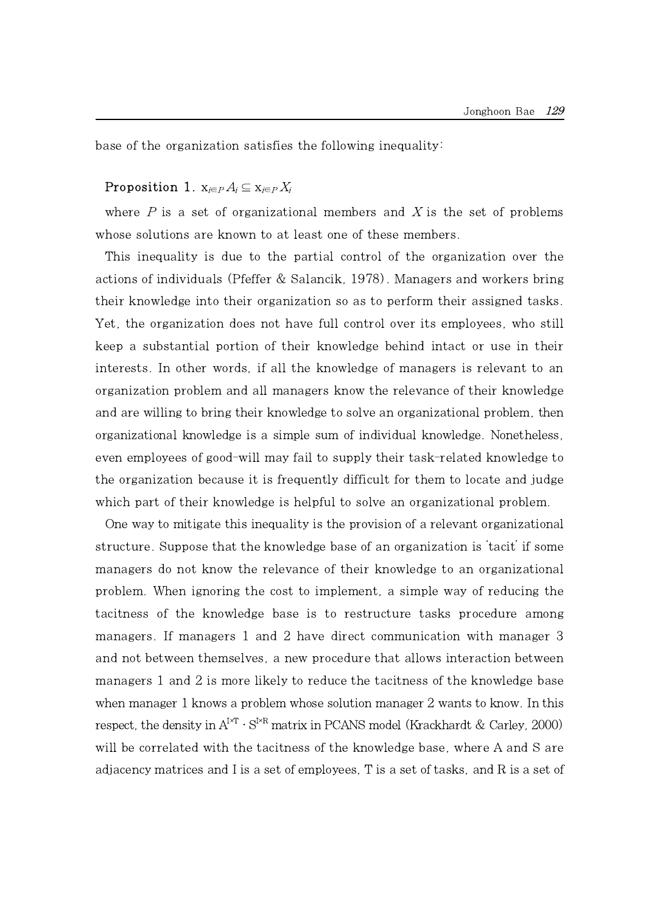base of the organization satisfies the following inequality:

**Proposition 1.** $\times_{i \in P} A_i \subseteq \times_{i \in P} X_i$

where $P$ is a set of organizational members and $X$ is the set of problems whose solutions are known to at least one of these members.

This inequality is due to the partial control of the organization over the actions of individuals (Pfeffer & Salancik, 1978). Managers and workers bring their knowledge into their organization so as to perform their assigned tasks. Yet, the organization does not have full control over its employees, who still keep a substantial portion of their knowledge behind intact or use in their interests. In other words, if all the knowledge of managers is relevant to an organization problem and all managers know the relevance of their knowledge and are willing to bring their knowledge to solve an organizational problem, then organizational knowledge is a simple sum of individual knowledge. Nonetheless, even employees of good-will may fail to supply their task-related knowledge to the organization because it is frequently difficult for them to locate and judge which part of their knowledge is helpful to solve an organizational problem.

One way to mitigate this inequality is the provision of a relevant organizational structure. Suppose that the knowledge base of an organization is 'tacit' if some managers do not know the relevance of their knowledge to an organizational problem. When ignoring the cost to implement, a simple way of reducing the tacitness of the knowledge base is to restructure tasks procedure among managers. If managers 1 and 2 have direct communication with manager 3 and not between themselves, a new procedure that allows interaction between managers 1 and 2 is more likely to reduce the tacitness of the knowledge base when manager 1 knows a problem whose solution manager 2 wants to know. In this respect, the density in $A^{I \times T} \cdot S^{I \times R}$ matrix in PCANS model (Krackhardt & Carley, 2000) will be correlated with the tacitness of the knowledge base, where A and S are adjacency matrices and I is a set of employees, T is a set of tasks, and R is a set of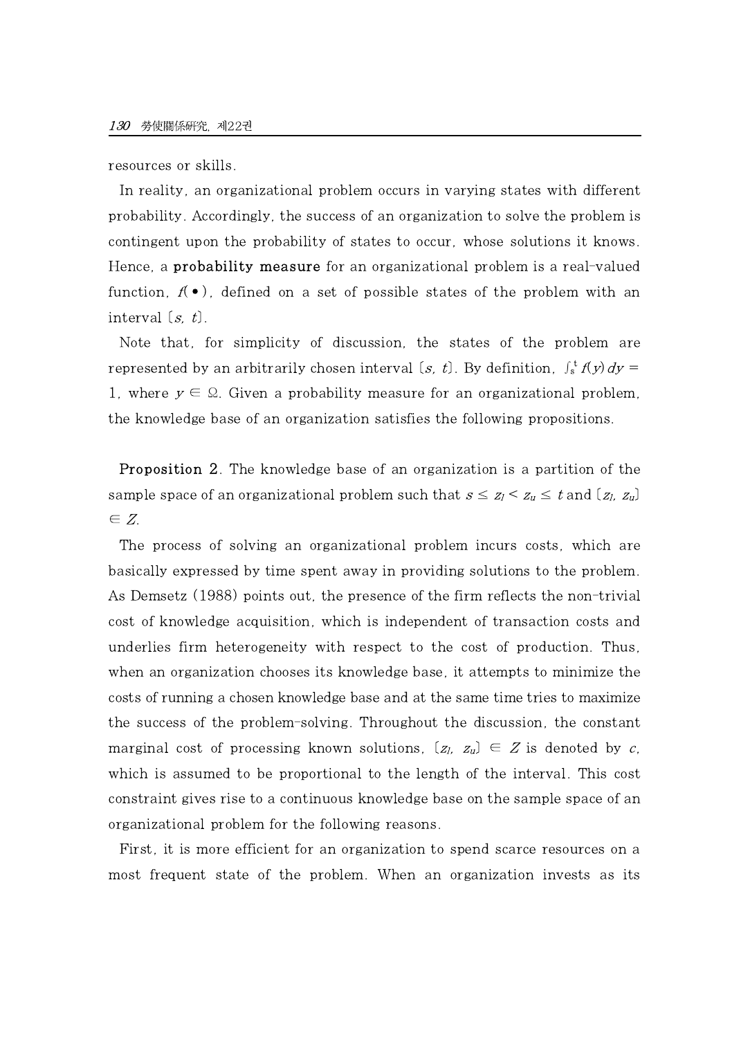resources or skills.

In reality, an organizational problem occurs in varying states with different probability. Accordingly, the success of an organization to solve the problem is contingent upon the probability of states to occur, whose solutions it knows. Hence, a **probability measure** for an organizational problem is a real-valued function, $f(\bullet)$, defined on a set of possible states of the problem with an interval $[s, t]$.

Note that, for simplicity of discussion, the states of the problem are represented by an arbitrarily chosen interval $[s, t]$. By definition, $\int_s^t f(y)\,dy = 1$, where $y \in \Omega$. Given a probability measure for an organizational problem, the knowledge base of an organization satisfies the following propositions.

**Proposition 2.** The knowledge base of an organization is a partition of the sample space of an organizational problem such that $s \leq z_l < z_u \leq t$ and $[z_l, z_u] \in Z$.

The process of solving an organizational problem incurs costs, which are basically expressed by time spent away in providing solutions to the problem. As Demsetz (1988) points out, the presence of the firm reflects the non-trivial cost of knowledge acquisition, which is independent of transaction costs and underlies firm heterogeneity with respect to the cost of production. Thus, when an organization chooses its knowledge base, it attempts to minimize the costs of running a chosen knowledge base and at the same time tries to maximize the success of the problem-solving. Throughout the discussion, the constant marginal cost of processing known solutions, $[z_l, z_u] \in Z$ is denoted by $c$, which is assumed to be proportional to the length of the interval. This cost constraint gives rise to a continuous knowledge base on the sample space of an organizational problem for the following reasons.

First, it is more efficient for an organization to spend scarce resources on a most frequent state of the problem. When an organization invests as its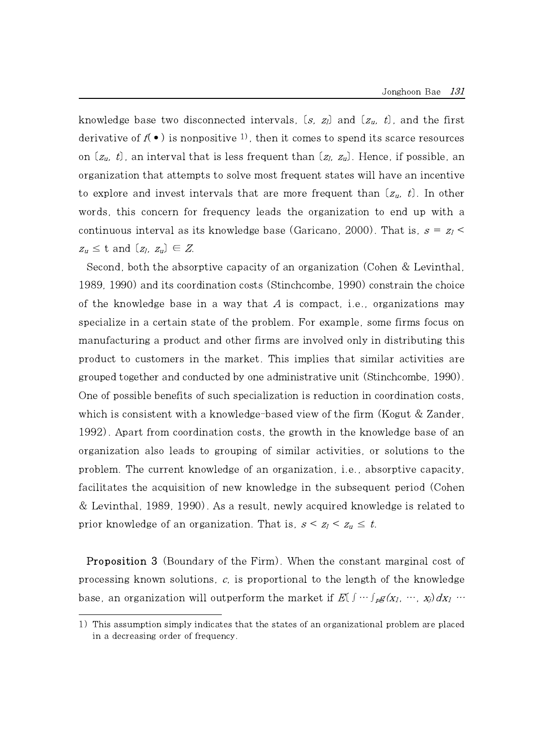knowledge base two disconnected intervals, $[s, z_l]$ and $[z_u, t]$, and the first derivative of $f(\bullet)$ is nonpositive [1], then it comes to spend its scarce resources on $[z_u, t]$, an interval that is less frequent than $[z_l, z_u]$. Hence, if possible, an organization that attempts to solve most frequent states will have an incentive to explore and invest intervals that are more frequent than $[z_u, t]$. In other words, this concern for frequency leads the organization to end up with a continuous interval as its knowledge base (Garicano, 2000). That is, $s = z_l < z_u \leq t$ and $[z_l, z_u] \in Z$.

Second, both the absorptive capacity of an organization (Cohen & Levinthal, 1989, 1990) and its coordination costs (Stinchcombe, 1990) constrain the choice of the knowledge base in a way that $A$ is compact, i.e., organizations may specialize in a certain state of the problem. For example, some firms focus on manufacturing a product and other firms are involved only in distributing this product to customers in the market. This implies that similar activities are grouped together and conducted by one administrative unit (Stinchcombe, 1990). One of possible benefits of such specialization is reduction in coordination costs, which is consistent with a knowledge-based view of the firm (Kogut & Zander, 1992). Apart from coordination costs, the growth in the knowledge base of an organization also leads to grouping of similar activities, or solutions to the problem. The current knowledge of an organization, i.e., absorptive capacity, facilitates the acquisition of new knowledge in the subsequent period (Cohen & Levinthal, 1989, 1990). As a result, newly acquired knowledge is related to prior knowledge of an organization. That is, $s < z_l < z_u \leq t$.

**Proposition 3** (Boundary of the Firm). When the constant marginal cost of processing known solutions, $c$, is proportional to the length of the knowledge base, an organization will outperform the market if $E[\int \cdots \int_P g(x_1, \cdots, x_j) dx_1 \cdots$

---

[1] This assumption simply indicates that the states of an organizational problem are placed in a decreasing order of frequency.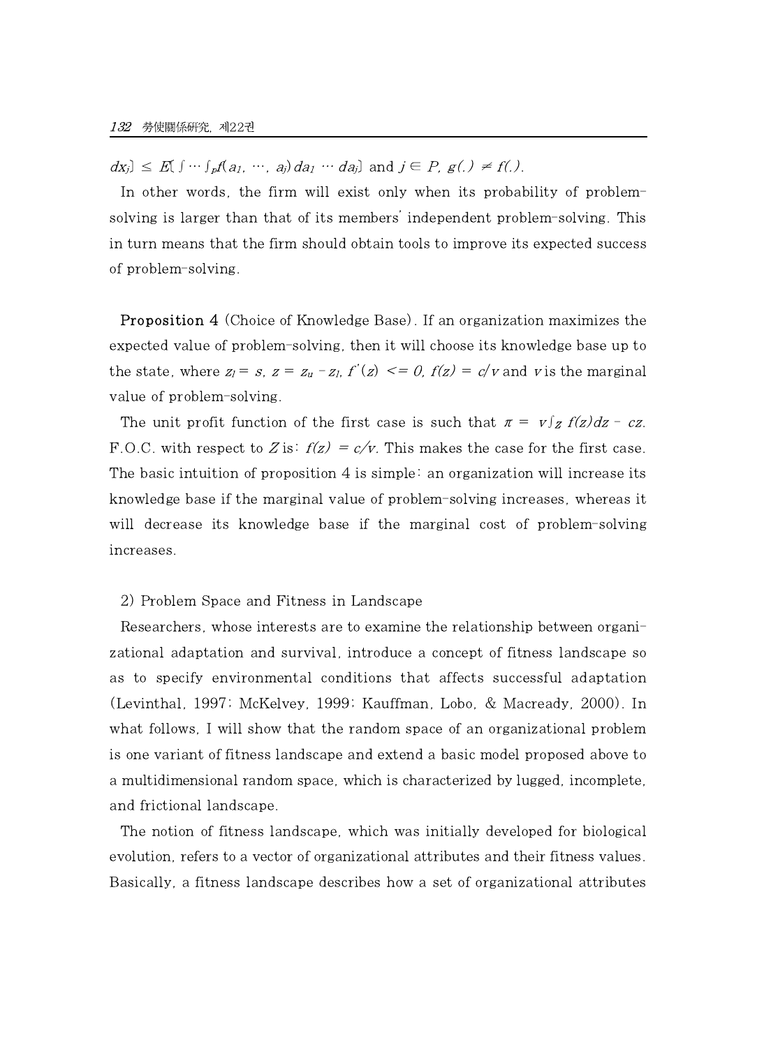$dx_j] \leq E[\int \cdots \int_P f(a_1, \cdots, a_j) da_1 \cdots da_j]$ and $j \in P$, $g(.) \neq f(.)$.

In other words, the firm will exist only when its probability of problem-solving is larger than that of its members' independent problem-solving. This in turn means that the firm should obtain tools to improve its expected success of problem-solving.

**Proposition 4** (Choice of Knowledge Base). If an organization maximizes the expected value of problem-solving, then it will choose its knowledge base up to the state, where $z_l = s$, $z = z_u - z_l$, $f'(z) <= 0$, $f(z) = c/v$ and $v$ is the marginal value of problem-solving.

The unit profit function of the first case is such that $\pi = v\int_Z f(z)dz - cz$. F.O.C. with respect to $Z$ is: $f(z) = c/v$. This makes the case for the first case. The basic intuition of proposition 4 is simple: an organization will increase its knowledge base if the marginal value of problem-solving increases, whereas it will decrease its knowledge base if the marginal cost of problem-solving increases.

2) Problem Space and Fitness in Landscape

Researchers, whose interests are to examine the relationship between organizational adaptation and survival, introduce a concept of fitness landscape so as to specify environmental conditions that affects successful adaptation (Levinthal, 1997; McKelvey, 1999; Kauffman, Lobo, & Macready, 2000). In what follows, I will show that the random space of an organizational problem is one variant of fitness landscape and extend a basic model proposed above to a multidimensional random space, which is characterized by lugged, incomplete, and frictional landscape.

The notion of fitness landscape, which was initially developed for biological evolution, refers to a vector of organizational attributes and their fitness values. Basically, a fitness landscape describes how a set of organizational attributes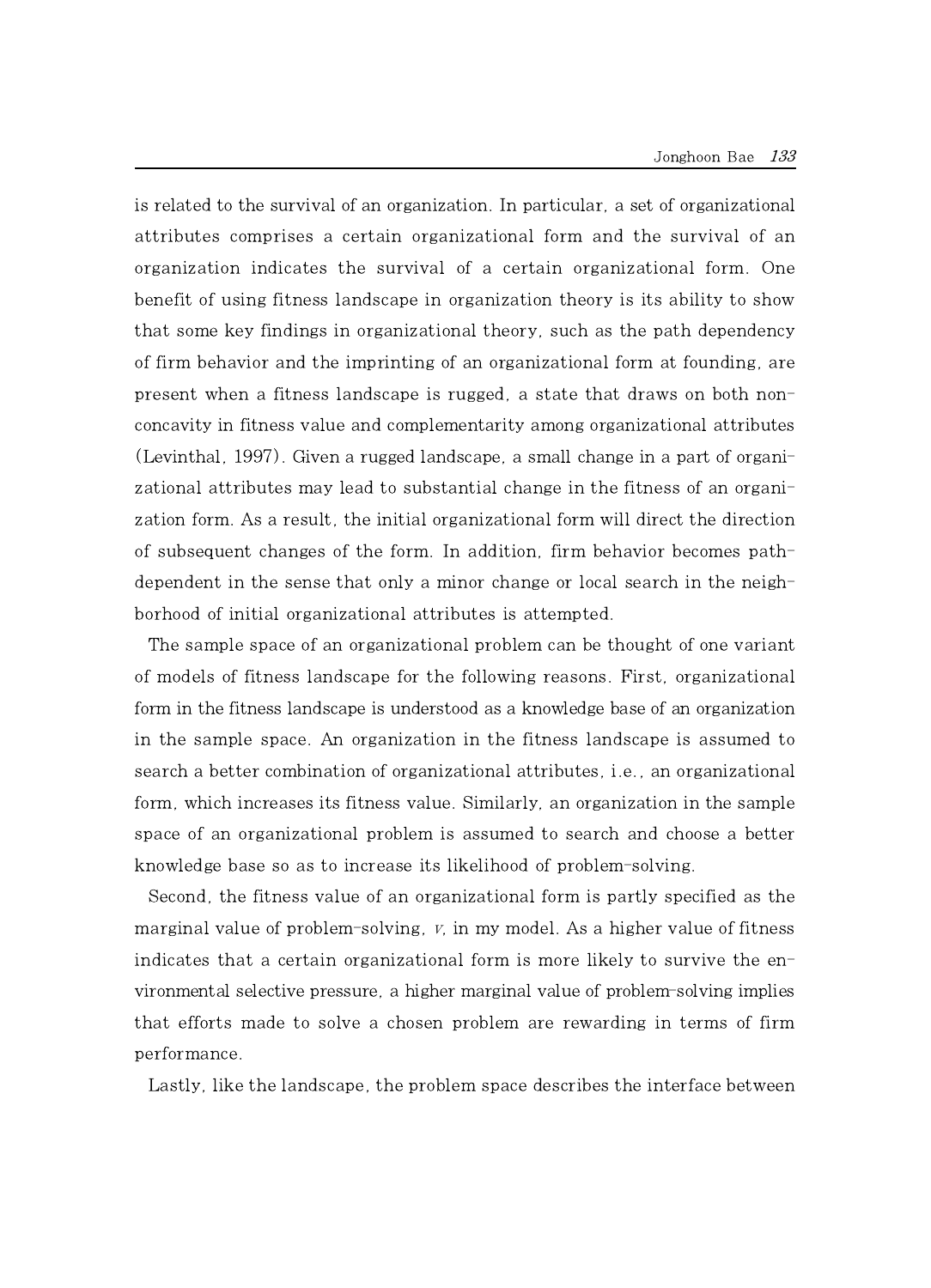is related to the survival of an organization. In particular, a set of organizational attributes comprises a certain organizational form and the survival of an organization indicates the survival of a certain organizational form. One benefit of using fitness landscape in organization theory is its ability to show that some key findings in organizational theory, such as the path dependency of firm behavior and the imprinting of an organizational form at founding, are present when a fitness landscape is rugged, a state that draws on both non-concavity in fitness value and complementarity among organizational attributes (Levinthal, 1997). Given a rugged landscape, a small change in a part of organizational attributes may lead to substantial change in the fitness of an organization form. As a result, the initial organizational form will direct the direction of subsequent changes of the form. In addition, firm behavior becomes path-dependent in the sense that only a minor change or local search in the neighborhood of initial organizational attributes is attempted.

The sample space of an organizational problem can be thought of one variant of models of fitness landscape for the following reasons. First, organizational form in the fitness landscape is understood as a knowledge base of an organization in the sample space. An organization in the fitness landscape is assumed to search a better combination of organizational attributes, i.e., an organizational form, which increases its fitness value. Similarly, an organization in the sample space of an organizational problem is assumed to search and choose a better knowledge base so as to increase its likelihood of problem-solving.

Second, the fitness value of an organizational form is partly specified as the marginal value of problem-solving, $v$, in my model. As a higher value of fitness indicates that a certain organizational form is more likely to survive the environmental selective pressure, a higher marginal value of problem-solving implies that efforts made to solve a chosen problem are rewarding in terms of firm performance.

Lastly, like the landscape, the problem space describes the interface between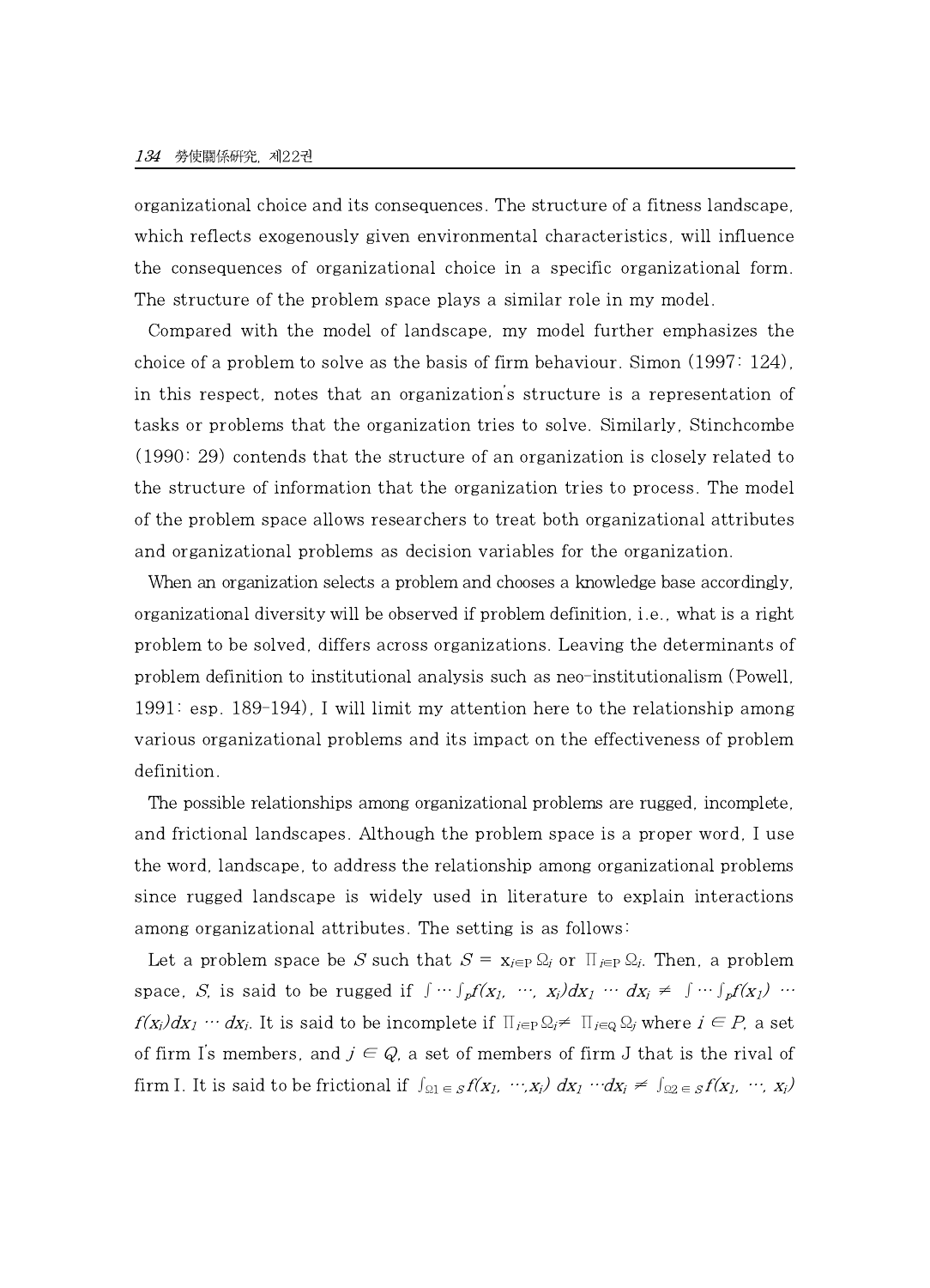organizational choice and its consequences. The structure of a fitness landscape, which reflects exogenously given environmental characteristics, will influence the consequences of organizational choice in a specific organizational form. The structure of the problem space plays a similar role in my model.

Compared with the model of landscape, my model further emphasizes the choice of a problem to solve as the basis of firm behaviour. Simon (1997: 124), in this respect, notes that an organization's structure is a representation of tasks or problems that the organization tries to solve. Similarly, Stinchcombe (1990: 29) contends that the structure of an organization is closely related to the structure of information that the organization tries to process. The model of the problem space allows researchers to treat both organizational attributes and organizational problems as decision variables for the organization.

When an organization selects a problem and chooses a knowledge base accordingly, organizational diversity will be observed if problem definition, i.e., what is a right problem to be solved, differs across organizations. Leaving the determinants of problem definition to institutional analysis such as neo-institutionalism (Powell, 1991: esp. 189-194), I will limit my attention here to the relationship among various organizational problems and its impact on the effectiveness of problem definition.

The possible relationships among organizational problems are rugged, incomplete, and frictional landscapes. Although the problem space is a proper word, I use the word, landscape, to address the relationship among organizational problems since rugged landscape is widely used in literature to explain interactions among organizational attributes. The setting is as follows:

Let a problem space be $S$ such that $S = \times_{i \in P} \Omega_i$ or $\prod_{i \in P} \Omega_i$. Then, a problem space, $S$, is said to be rugged if $\int \cdots \int_P f(x_1, \cdots, x_i) dx_1 \cdots dx_i \neq \int \cdots \int_P f(x_1) \cdots f(x_i) dx_1 \cdots dx_i$. It is said to be incomplete if $\prod_{i \in P} \Omega_i \neq \prod_{j \in Q} \Omega_j$ where $i \in P$, a set of firm I's members, and $j \in Q$, a set of members of firm J that is the rival of firm I. It is said to be frictional if $\int_{\Omega 1 \in S} f(x_1, \cdots, x_i)\, dx_1 \cdots dx_i \neq \int_{\Omega 2 \in S} f(x_1, \cdots, x_i)$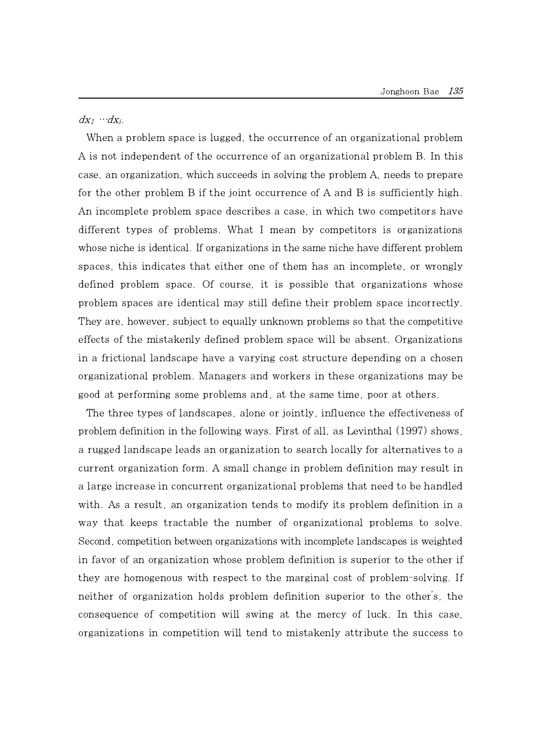$dx_1 \cdots dx_i$.

When a problem space is lugged, the occurrence of an organizational problem A is not independent of the occurrence of an organizational problem B. In this case, an organization, which succeeds in solving the problem A, needs to prepare for the other problem B if the joint occurrence of A and B is sufficiently high. An incomplete problem space describes a case, in which two competitors have different types of problems. What I mean by competitors is organizations whose niche is identical. If organizations in the same niche have different problem spaces, this indicates that either one of them has an incomplete, or wrongly defined problem space. Of course, it is possible that organizations whose problem spaces are identical may still define their problem space incorrectly. They are, however, subject to equally unknown problems so that the competitive effects of the mistakenly defined problem space will be absent. Organizations in a frictional landscape have a varying cost structure depending on a chosen organizational problem. Managers and workers in these organizations may be good at performing some problems and, at the same time, poor at others.

The three types of landscapes, alone or jointly, influence the effectiveness of problem definition in the following ways. First of all, as Levinthal (1997) shows, a rugged landscape leads an organization to search locally for alternatives to a current organization form. A small change in problem definition may result in a large increase in concurrent organizational problems that need to be handled with. As a result, an organization tends to modify its problem definition in a way that keeps tractable the number of organizational problems to solve. Second, competition between organizations with incomplete landscapes is weighted in favor of an organization whose problem definition is superior to the other if they are homogenous with respect to the marginal cost of problem-solving. If neither of organization holds problem definition superior to the other's, the consequence of competition will swing at the mercy of luck. In this case, organizations in competition will tend to mistakenly attribute the success to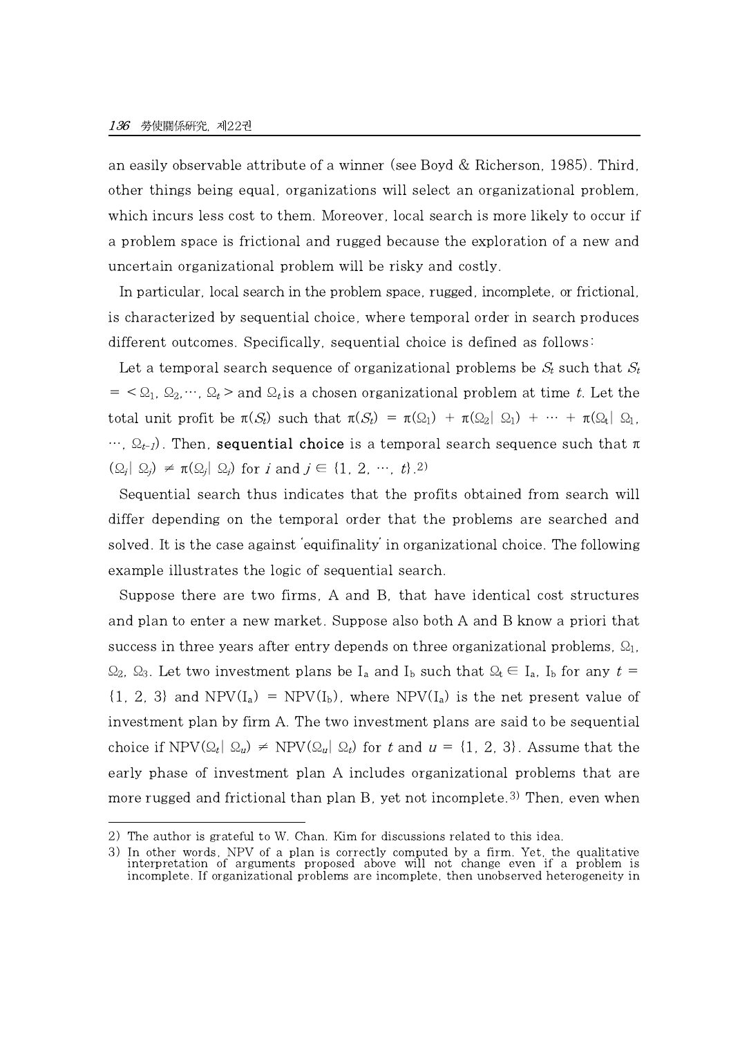an easily observable attribute of a winner (see Boyd & Richerson, 1985). Third, other things being equal, organizations will select an organizational problem, which incurs less cost to them. Moreover, local search is more likely to occur if a problem space is frictional and rugged because the exploration of a new and uncertain organizational problem will be risky and costly.

In particular, local search in the problem space, rugged, incomplete, or frictional, is characterized by sequential choice, where temporal order in search produces different outcomes. Specifically, sequential choice is defined as follows:

Let a temporal search sequence of organizational problems be $S_t$ such that $S_t = <\Omega_1, \Omega_2, \cdots, \Omega_t>$ and $\Omega_t$ is a chosen organizational problem at time $t$. Let the total unit profit be $\pi(S_t)$ such that $\pi(S_t) = \pi(\Omega_1) + \pi(\Omega_2 | \Omega_1) + \cdots + \pi(\Omega_t | \Omega_1, \cdots, \Omega_{t-1})$. Then, **sequential choice** is a temporal search sequence such that $\pi(\Omega_i | \Omega_j) \neq \pi(\Omega_j | \Omega_i)$ for $i$ and $j \in \{1, 2, \cdots, t\}$.[2)]

Sequential search thus indicates that the profits obtained from search will differ depending on the temporal order that the problems are searched and solved. It is the case against 'equifinality' in organizational choice. The following example illustrates the logic of sequential search.

Suppose there are two firms, A and B, that have identical cost structures and plan to enter a new market. Suppose also both A and B know a priori that success in three years after entry depends on three organizational problems, $\Omega_1$, $\Omega_2$, $\Omega_3$. Let two investment plans be $I_a$ and $I_b$ such that $\Omega_t \in I_a, I_b$ for any $t = \{1, 2, 3\}$ and $NPV(I_a) = NPV(I_b)$, where $NPV(I_a)$ is the net present value of investment plan by firm A. The two investment plans are said to be sequential choice if $NPV(\Omega_t | \Omega_u) \neq NPV(\Omega_u | \Omega_t)$ for $t$ and $u = \{1, 2, 3\}$. Assume that the early phase of investment plan A includes organizational problems that are more rugged and frictional than plan B, yet not incomplete.[3)] Then, even when

---

2) The author is grateful to W. Chan. Kim for discussions related to this idea.

3) In other words, NPV of a plan is correctly computed by a firm. Yet, the qualitative interpretation of arguments proposed above will not change even if a problem is incomplete. If organizational problems are incomplete, then unobserved heterogeneity in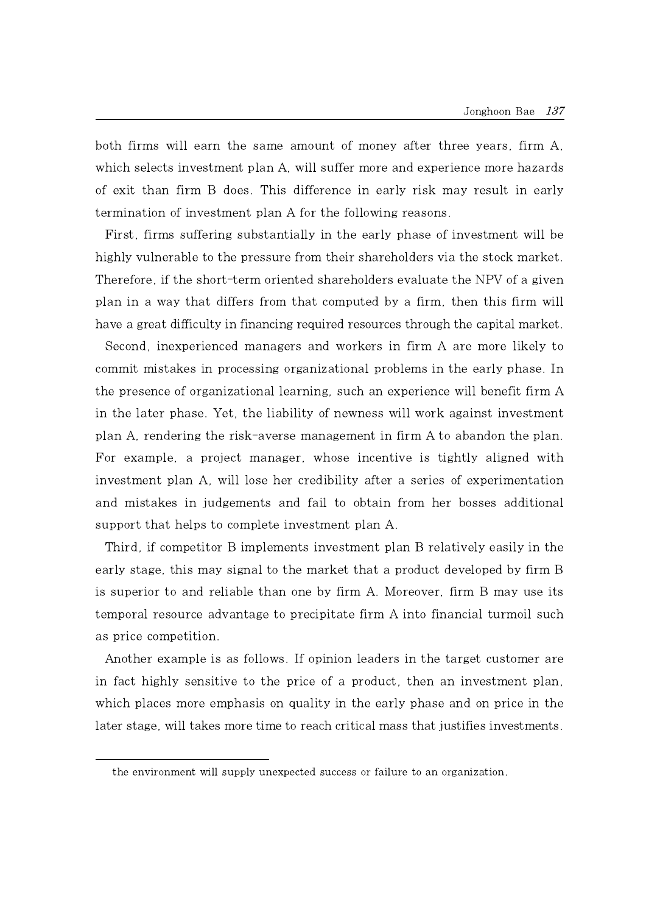both firms will earn the same amount of money after three years, firm A, which selects investment plan A, will suffer more and experience more hazards of exit than firm B does. This difference in early risk may result in early termination of investment plan A for the following reasons.

First, firms suffering substantially in the early phase of investment will be highly vulnerable to the pressure from their shareholders via the stock market. Therefore, if the short-term oriented shareholders evaluate the NPV of a given plan in a way that differs from that computed by a firm, then this firm will have a great difficulty in financing required resources through the capital market.

Second, inexperienced managers and workers in firm A are more likely to commit mistakes in processing organizational problems in the early phase. In the presence of organizational learning, such an experience will benefit firm A in the later phase. Yet, the liability of newness will work against investment plan A, rendering the risk-averse management in firm A to abandon the plan. For example, a project manager, whose incentive is tightly aligned with investment plan A, will lose her credibility after a series of experimentation and mistakes in judgements and fail to obtain from her bosses additional support that helps to complete investment plan A.

Third, if competitor B implements investment plan B relatively easily in the early stage, this may signal to the market that a product developed by firm B is superior to and reliable than one by firm A. Moreover, firm B may use its temporal resource advantage to precipitate firm A into financial turmoil such as price competition.

Another example is as follows. If opinion leaders in the target customer are in fact highly sensitive to the price of a product, then an investment plan, which places more emphasis on quality in the early phase and on price in the later stage, will takes more time to reach critical mass that justifies investments.

---

the environment will supply unexpected success or failure to an organization.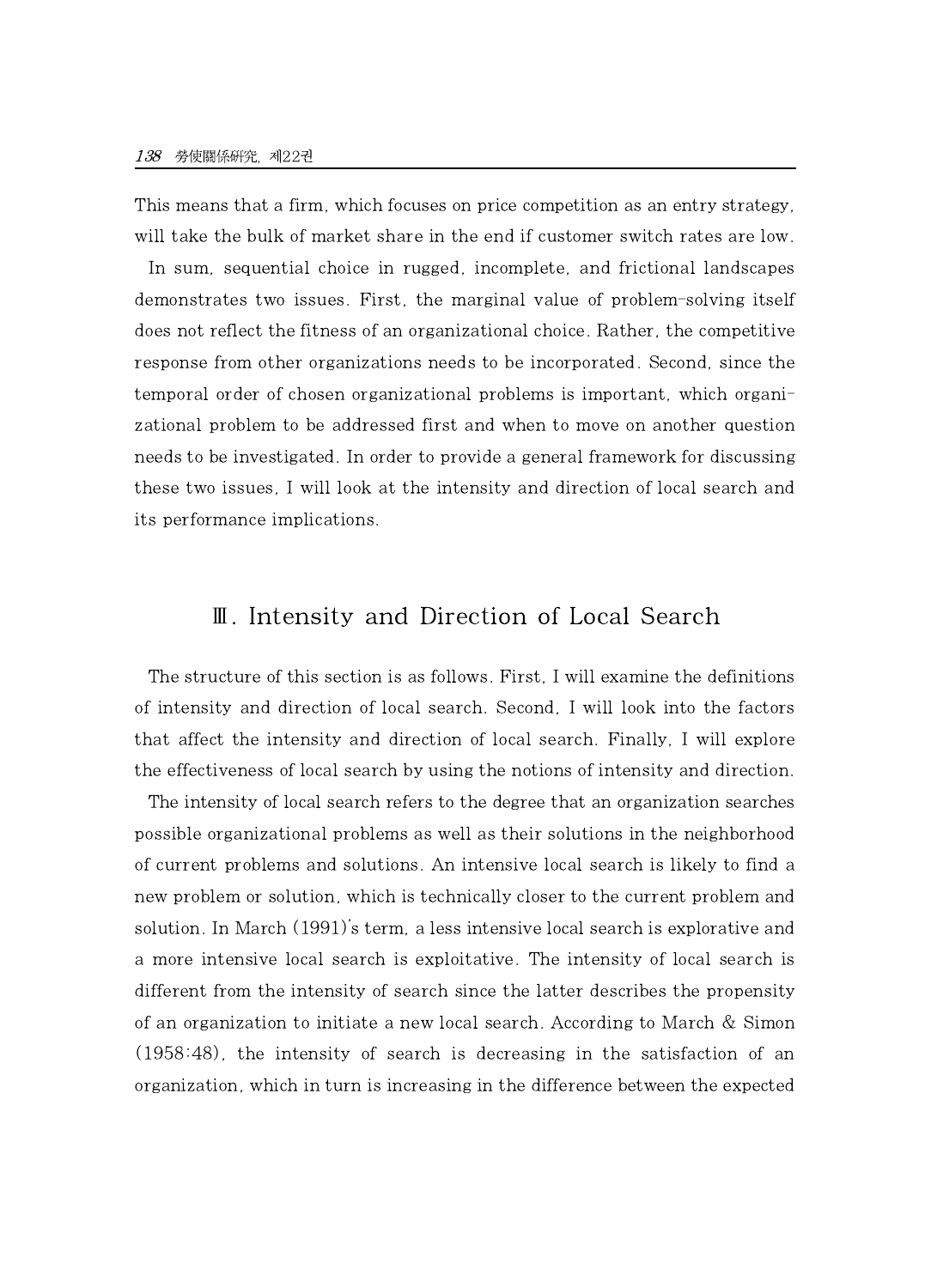This means that a firm, which focuses on price competition as an entry strategy, will take the bulk of market share in the end if customer switch rates are low.

In sum, sequential choice in rugged, incomplete, and frictional landscapes demonstrates two issues. First, the marginal value of problem-solving itself does not reflect the fitness of an organizational choice. Rather, the competitive response from other organizations needs to be incorporated. Second, since the temporal order of chosen organizational problems is important, which organizational problem to be addressed first and when to move on another question needs to be investigated. In order to provide a general framework for discussing these two issues, I will look at the intensity and direction of local search and its performance implications.

## Ⅲ. Intensity and Direction of Local Search

The structure of this section is as follows. First, I will examine the definitions of intensity and direction of local search. Second, I will look into the factors that affect the intensity and direction of local search. Finally, I will explore the effectiveness of local search by using the notions of intensity and direction.

The intensity of local search refers to the degree that an organization searches possible organizational problems as well as their solutions in the neighborhood of current problems and solutions. An intensive local search is likely to find a new problem or solution, which is technically closer to the current problem and solution. In March (1991)'s term, a less intensive local search is explorative and a more intensive local search is exploitative. The intensity of local search is different from the intensity of search since the latter describes the propensity of an organization to initiate a new local search. According to March & Simon (1958:48), the intensity of search is decreasing in the satisfaction of an organization, which in turn is increasing in the difference between the expected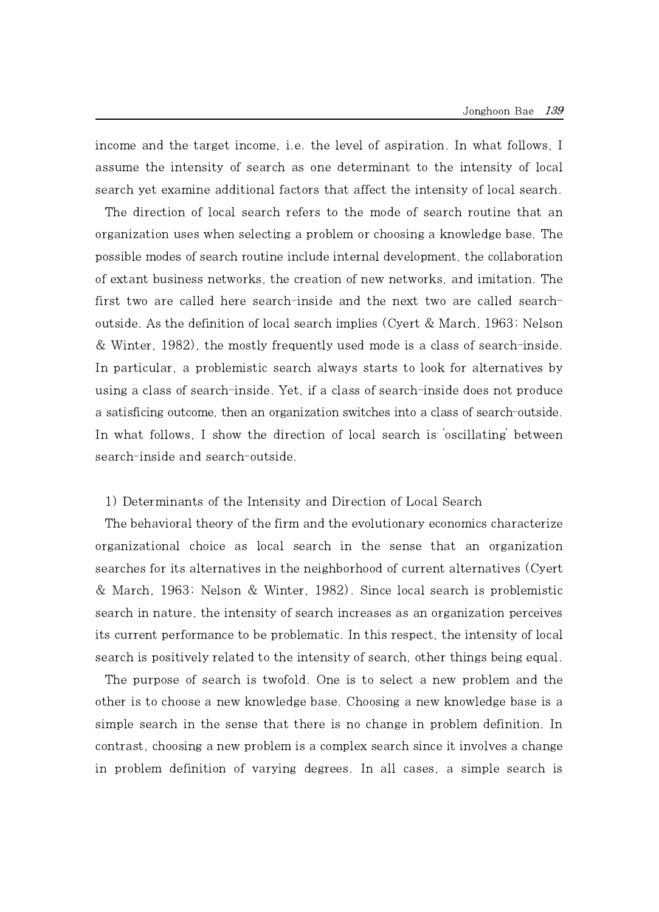income and the target income, i.e. the level of aspiration. In what follows, I assume the intensity of search as one determinant to the intensity of local search yet examine additional factors that affect the intensity of local search.

The direction of local search refers to the mode of search routine that an organization uses when selecting a problem or choosing a knowledge base. The possible modes of search routine include internal development, the collaboration of extant business networks, the creation of new networks, and imitation. The first two are called here search-inside and the next two are called search-outside. As the definition of local search implies (Cyert & March, 1963; Nelson & Winter, 1982), the mostly frequently used mode is a class of search-inside. In particular, a problemistic search always starts to look for alternatives by using a class of search-inside. Yet, if a class of search-inside does not produce a satisficing outcome, then an organization switches into a class of search-outside. In what follows, I show the direction of local search is 'oscillating' between search-inside and search-outside.

### 1) Determinants of the Intensity and Direction of Local Search

The behavioral theory of the firm and the evolutionary economics characterize organizational choice as local search in the sense that an organization searches for its alternatives in the neighborhood of current alternatives (Cyert & March, 1963; Nelson & Winter, 1982). Since local search is problemistic search in nature, the intensity of search increases as an organization perceives its current performance to be problematic. In this respect, the intensity of local search is positively related to the intensity of search, other things being equal.

The purpose of search is twofold. One is to select a new problem and the other is to choose a new knowledge base. Choosing a new knowledge base is a simple search in the sense that there is no change in problem definition. In contrast, choosing a new problem is a complex search since it involves a change in problem definition of varying degrees. In all cases, a simple search is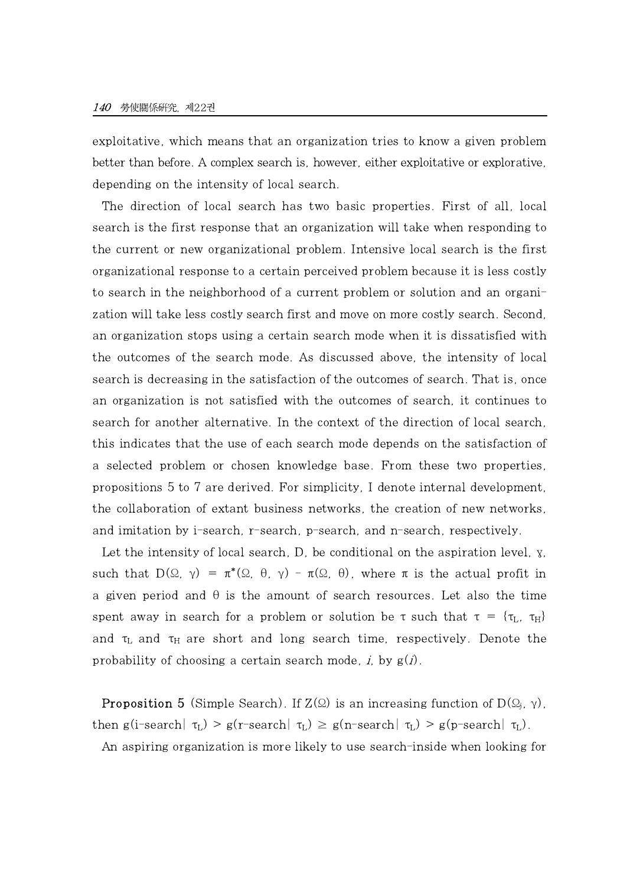exploitative, which means that an organization tries to know a given problem better than before. A complex search is, however, either exploitative or explorative, depending on the intensity of local search.

The direction of local search has two basic properties. First of all, local search is the first response that an organization will take when responding to the current or new organizational problem. Intensive local search is the first organizational response to a certain perceived problem because it is less costly to search in the neighborhood of a current problem or solution and an organization will take less costly search first and move on more costly search. Second, an organization stops using a certain search mode when it is dissatisfied with the outcomes of the search mode. As discussed above, the intensity of local search is decreasing in the satisfaction of the outcomes of search. That is, once an organization is not satisfied with the outcomes of search, it continues to search for another alternative. In the context of the direction of local search, this indicates that the use of each search mode depends on the satisfaction of a selected problem or chosen knowledge base. From these two properties, propositions 5 to 7 are derived. For simplicity, I denote internal development, the collaboration of extant business networks, the creation of new networks, and imitation by i-search, r-search, p-search, and n-search, respectively.

Let the intensity of local search, D, be conditional on the aspiration level, $\gamma$, such that $D(\Omega, \gamma) = \pi^*(\Omega, \theta, \gamma) - \pi(\Omega, \theta)$, where $\pi$ is the actual profit in a given period and $\theta$ is the amount of search resources. Let also the time spent away in search for a problem or solution be $\tau$ such that $\tau = \{\tau_L, \tau_H\}$ and $\tau_L$ and $\tau_H$ are short and long search time, respectively. Denote the probability of choosing a certain search mode, *i*, by $g(i)$.

**Proposition 5** (Simple Search). If $Z(\Omega)$ is an increasing function of $D(\Omega_j, \gamma)$, then $g(\text{i-search} | \tau_L) > g(\text{r-search} | \tau_L) \geq g(\text{n-search} | \tau_L) > g(\text{p-search} | \tau_L)$.

An aspiring organization is more likely to use search-inside when looking for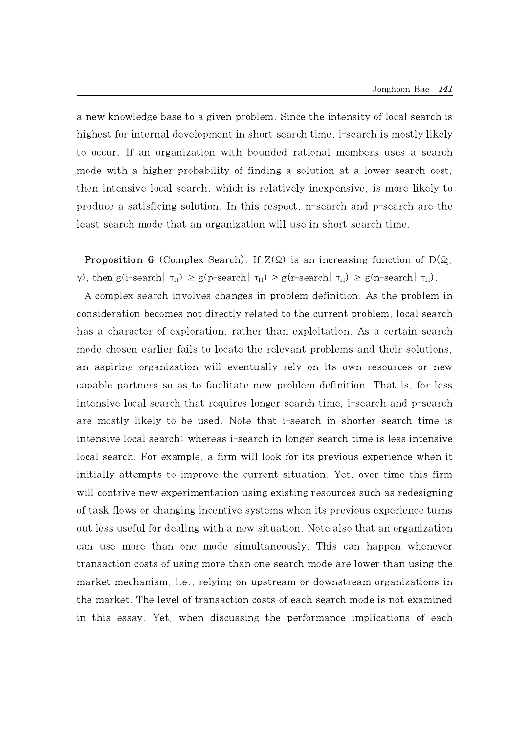a new knowledge base to a given problem. Since the intensity of local search is highest for internal development in short search time, i-search is mostly likely to occur. If an organization with bounded rational members uses a search mode with a higher probability of finding a solution at a lower search cost, then intensive local search, which is relatively inexpensive, is more likely to produce a satisficing solution. In this respect, n-search and p-search are the least search mode that an organization will use in short search time.

**Proposition 6** (Complex Search). If $Z(\Omega)$ is an increasing function of $D(\Omega_j, \gamma)$, then $g(\text{i-search}|\ \tau_H) \geq g(\text{p-search}|\ \tau_H) > g(\text{r-search}|\ \tau_H) \geq g(\text{n-search}|\ \tau_H)$.

A complex search involves changes in problem definition. As the problem in consideration becomes not directly related to the current problem, local search has a character of exploration, rather than exploitation. As a certain search mode chosen earlier fails to locate the relevant problems and their solutions, an aspiring organization will eventually rely on its own resources or new capable partners so as to facilitate new problem definition. That is, for less intensive local search that requires longer search time, i-search and p-search are mostly likely to be used. Note that i-search in shorter search time is intensive local search; whereas i-search in longer search time is less intensive local search. For example, a firm will look for its previous experience when it initially attempts to improve the current situation. Yet, over time this firm will contrive new experimentation using existing resources such as redesigning of task flows or changing incentive systems when its previous experience turns out less useful for dealing with a new situation. Note also that an organization can use more than one mode simultaneously. This can happen whenever transaction costs of using more than one search mode are lower than using the market mechanism, i.e., relying on upstream or downstream organizations in the market. The level of transaction costs of each search mode is not examined in this essay. Yet, when discussing the performance implications of each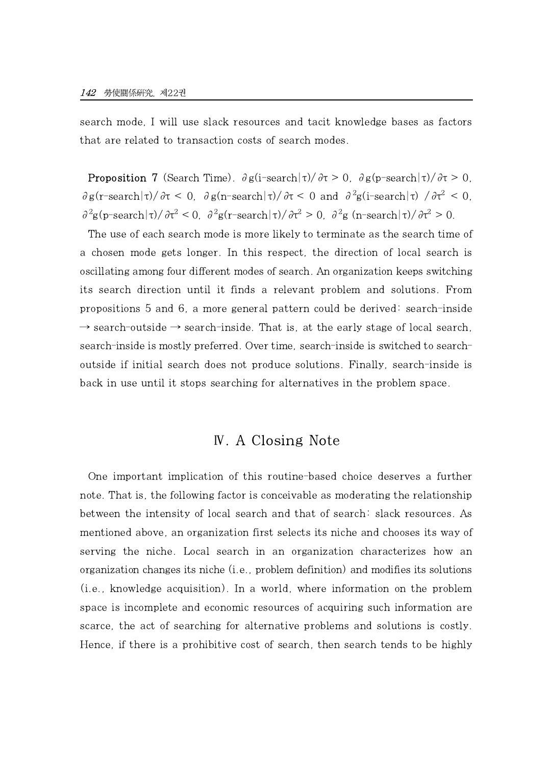search mode, I will use slack resources and tacit knowledge bases as factors that are related to transaction costs of search modes.

**Proposition 7** (Search Time). $\partial g(\text{i-search}|\tau)/\partial\tau > 0$, $\partial g(\text{p-search}|\tau)/\partial\tau > 0$, $\partial g(\text{r-search}|\tau)/\partial\tau < 0$, $\partial g(\text{n-search}|\tau)/\partial\tau < 0$ and $\partial^2 g(\text{i-search}|\tau)/\partial\tau^2 < 0$, $\partial^2 g(\text{p-search}|\tau)/\partial\tau^2 < 0$, $\partial^2 g(\text{r-search}|\tau)/\partial\tau^2 > 0$, $\partial^2 g(\text{n-search}|\tau)/\partial\tau^2 > 0$.

The use of each search mode is more likely to terminate as the search time of a chosen mode gets longer. In this respect, the direction of local search is oscillating among four different modes of search. An organization keeps switching its search direction until it finds a relevant problem and solutions. From propositions 5 and 6, a more general pattern could be derived: search-inside → search-outside → search-inside. That is, at the early stage of local search, search-inside is mostly preferred. Over time, search-inside is switched to search-outside if initial search does not produce solutions. Finally, search-inside is back in use until it stops searching for alternatives in the problem space.

## Ⅳ. A Closing Note

One important implication of this routine-based choice deserves a further note. That is, the following factor is conceivable as moderating the relationship between the intensity of local search and that of search: slack resources. As mentioned above, an organization first selects its niche and chooses its way of serving the niche. Local search in an organization characterizes how an organization changes its niche (i.e., problem definition) and modifies its solutions (i.e., knowledge acquisition). In a world, where information on the problem space is incomplete and economic resources of acquiring such information are scarce, the act of searching for alternative problems and solutions is costly. Hence, if there is a prohibitive cost of search, then search tends to be highly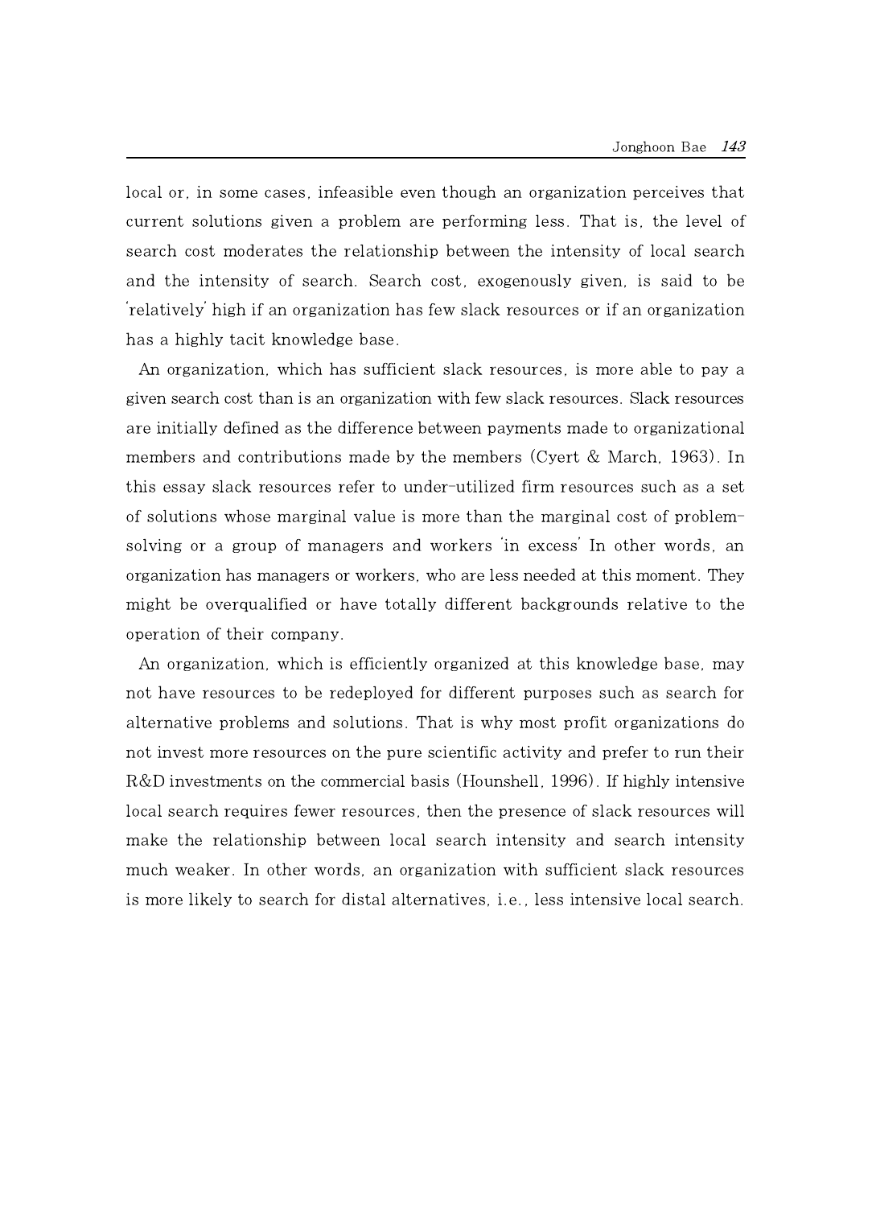local or, in some cases, infeasible even though an organization perceives that current solutions given a problem are performing less. That is, the level of search cost moderates the relationship between the intensity of local search and the intensity of search. Search cost, exogenously given, is said to be 'relatively' high if an organization has few slack resources or if an organization has a highly tacit knowledge base.

An organization, which has sufficient slack resources, is more able to pay a given search cost than is an organization with few slack resources. Slack resources are initially defined as the difference between payments made to organizational members and contributions made by the members (Cyert & March, 1963). In this essay slack resources refer to under-utilized firm resources such as a set of solutions whose marginal value is more than the marginal cost of problem-solving or a group of managers and workers 'in excess' In other words, an organization has managers or workers, who are less needed at this moment. They might be overqualified or have totally different backgrounds relative to the operation of their company.

An organization, which is efficiently organized at this knowledge base, may not have resources to be redeployed for different purposes such as search for alternative problems and solutions. That is why most profit organizations do not invest more resources on the pure scientific activity and prefer to run their R&D investments on the commercial basis (Hounshell, 1996). If highly intensive local search requires fewer resources, then the presence of slack resources will make the relationship between local search intensity and search intensity much weaker. In other words, an organization with sufficient slack resources is more likely to search for distal alternatives, i.e., less intensive local search.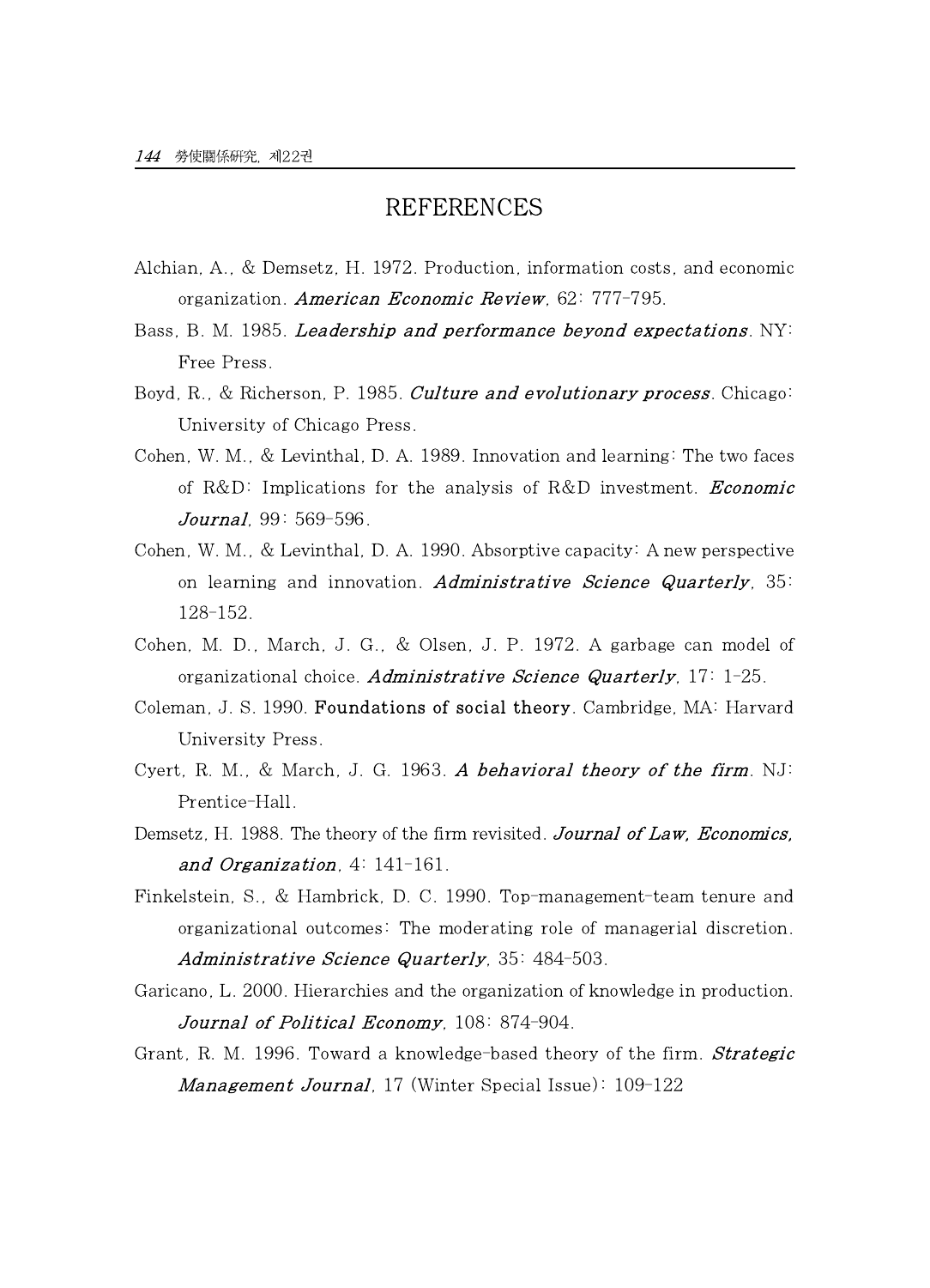## REFERENCES

Alchian, A., & Demsetz, H. 1972. Production, information costs, and economic organization. *American Economic Review*, 62: 777-795.

Bass, B. M. 1985. *Leadership and performance beyond expectations*. NY: Free Press.

Boyd, R., & Richerson, P. 1985. *Culture and evolutionary process*. Chicago: University of Chicago Press.

Cohen, W. M., & Levinthal, D. A. 1989. Innovation and learning: The two faces of R&D: Implications for the analysis of R&D investment. *Economic Journal*, 99: 569-596.

Cohen, W. M., & Levinthal, D. A. 1990. Absorptive capacity: A new perspective on learning and innovation. *Administrative Science Quarterly*, 35: 128-152.

Cohen, M. D., March, J. G., & Olsen, J. P. 1972. A garbage can model of organizational choice. *Administrative Science Quarterly*, 17: 1-25.

Coleman, J. S. 1990. **Foundations of social theory**. Cambridge, MA: Harvard University Press.

Cyert, R. M., & March, J. G. 1963. *A behavioral theory of the firm*. NJ: Prentice-Hall.

Demsetz, H. 1988. The theory of the firm revisited. *Journal of Law, Economics, and Organization*, 4: 141-161.

Finkelstein, S., & Hambrick, D. C. 1990. Top-management-team tenure and organizational outcomes: The moderating role of managerial discretion. *Administrative Science Quarterly*, 35: 484-503.

Garicano, L. 2000. Hierarchies and the organization of knowledge in production. *Journal of Political Economy*, 108: 874-904.

Grant, R. M. 1996. Toward a knowledge-based theory of the firm. *Strategic Management Journal*, 17 (Winter Special Issue): 109-122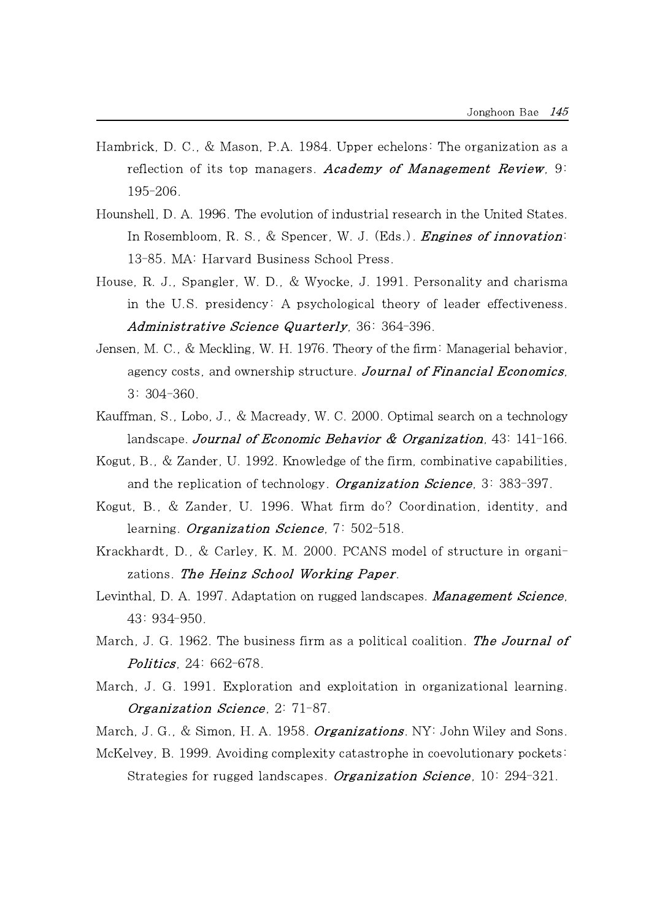Hambrick, D. C., & Mason, P.A. 1984. Upper echelons: The organization as a reflection of its top managers. ***Academy of Management Review***, 9: 195-206.

Hounshell, D. A. 1996. The evolution of industrial research in the United States. In Rosembloom, R. S., & Spencer, W. J. (Eds.). ***Engines of innovation***: 13-85. MA: Harvard Business School Press.

House, R. J., Spangler, W. D., & Wyocke, J. 1991. Personality and charisma in the U.S. presidency: A psychological theory of leader effectiveness. ***Administrative Science Quarterly***, 36: 364-396.

Jensen, M. C., & Meckling, W. H. 1976. Theory of the firm: Managerial behavior, agency costs, and ownership structure. ***Journal of Financial Economics***, 3: 304-360.

Kauffman, S., Lobo, J., & Macready, W. C. 2000. Optimal search on a technology landscape. ***Journal of Economic Behavior & Organization***, 43: 141-166.

Kogut, B., & Zander, U. 1992. Knowledge of the firm, combinative capabilities, and the replication of technology. ***Organization Science***, 3: 383-397.

Kogut, B., & Zander, U. 1996. What firm do? Coordination, identity, and learning. ***Organization Science***, 7: 502-518.

Krackhardt, D., & Carley, K. M. 2000. PCANS model of structure in organizations. ***The Heinz School Working Paper***.

Levinthal, D. A. 1997. Adaptation on rugged landscapes. ***Management Science***, 43: 934-950.

March, J. G. 1962. The business firm as a political coalition. ***The Journal of Politics***, 24: 662-678.

March, J. G. 1991. Exploration and exploitation in organizational learning. ***Organization Science***, 2: 71-87.

March, J. G., & Simon, H. A. 1958. ***Organizations***. NY: John Wiley and Sons.

McKelvey, B. 1999. Avoiding complexity catastrophe in coevolutionary pockets: Strategies for rugged landscapes. ***Organization Science***, 10: 294-321.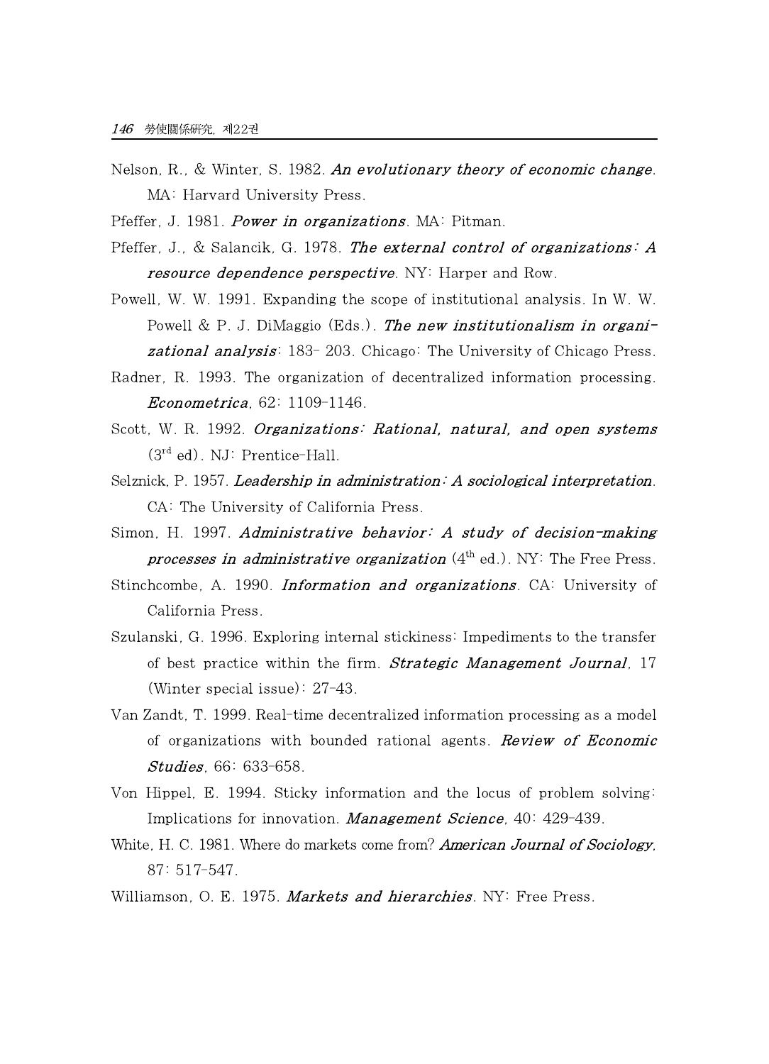Nelson, R., & Winter, S. 1982. *An evolutionary theory of economic change*. MA: Harvard University Press.

Pfeffer, J. 1981. *Power in organizations*. MA: Pitman.

Pfeffer, J., & Salancik, G. 1978. *The external control of organizations: A resource dependence perspective*. NY: Harper and Row.

Powell, W. W. 1991. Expanding the scope of institutional analysis. In W. W. Powell & P. J. DiMaggio (Eds.). *The new institutionalism in organizational analysis*: 183- 203. Chicago: The University of Chicago Press.

Radner, R. 1993. The organization of decentralized information processing. *Econometrica*, 62: 1109-1146.

Scott, W. R. 1992. *Organizations: Rational, natural, and open systems* (3rd ed). NJ: Prentice-Hall.

Selznick, P. 1957. *Leadership in administration: A sociological interpretation*. CA: The University of California Press.

Simon, H. 1997. *Administrative behavior: A study of decision-making processes in administrative organization* (4th ed.). NY: The Free Press.

Stinchcombe, A. 1990. *Information and organizations*. CA: University of California Press.

Szulanski, G. 1996. Exploring internal stickiness: Impediments to the transfer of best practice within the firm. *Strategic Management Journal*, 17 (Winter special issue): 27-43.

Van Zandt, T. 1999. Real-time decentralized information processing as a model of organizations with bounded rational agents. *Review of Economic Studies*, 66: 633-658.

Von Hippel, E. 1994. Sticky information and the locus of problem solving: Implications for innovation. *Management Science*, 40: 429-439.

White, H. C. 1981. Where do markets come from? *American Journal of Sociology*, 87: 517-547.

Williamson, O. E. 1975. *Markets and hierarchies*. NY: Free Press.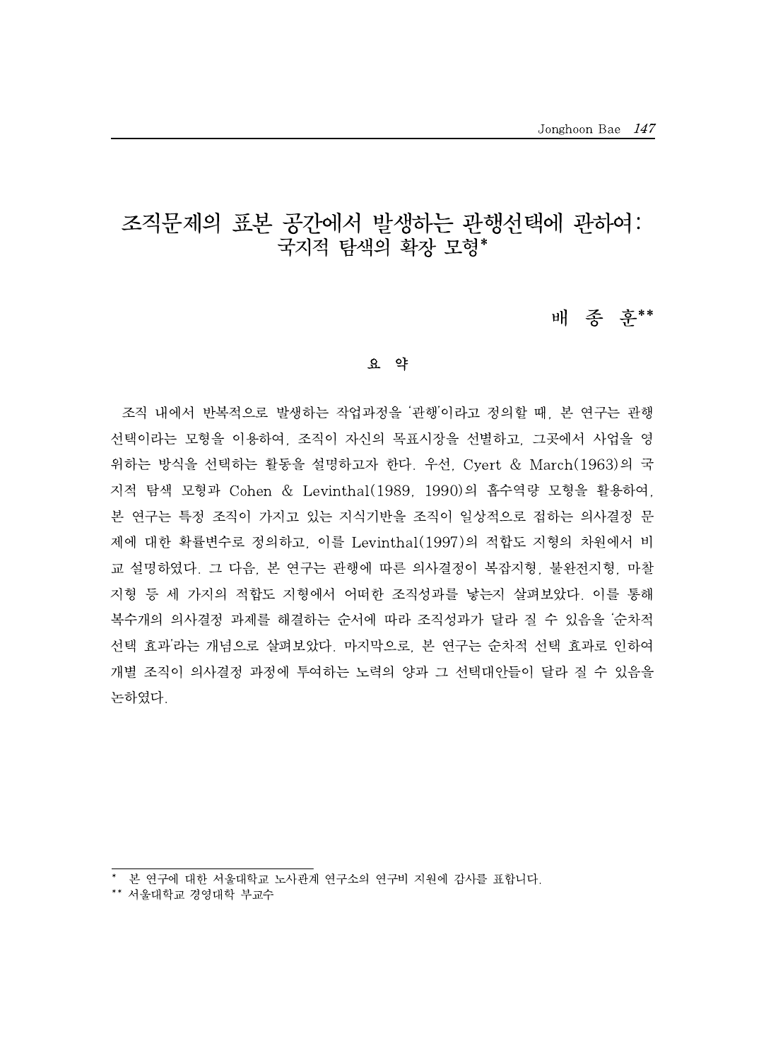# 조직문제의 표본 공간에서 발생하는 관행선택에 관하여: 국지적 탐색의 확장 모형*

배 종 훈**

## 요 약

조직 내에서 반복적으로 발생하는 작업과정을 '관행'이라고 정의할 때, 본 연구는 관행 선택이라는 모형을 이용하여, 조직이 자신의 목표시장을 선별하고, 그곳에서 사업을 영위하는 방식을 선택하는 활동을 설명하고자 한다. 우선, Cyert & March(1963)의 국지적 탐색 모형과 Cohen & Levinthal(1989, 1990)의 흡수역량 모형을 활용하여, 본 연구는 특정 조직이 가지고 있는 지식기반을 조직이 일상적으로 접하는 의사결정 문제에 대한 확률변수로 정의하고, 이를 Levinthal(1997)의 적합도 지형의 차원에서 비교 설명하였다. 그 다음, 본 연구는 관행에 따른 의사결정이 복잡지형, 불완전지형, 마찰지형 등 세 가지의 적합도 지형에서 어떠한 조직성과를 낳는지 살펴보았다. 이를 통해 복수개의 의사결정 과제를 해결하는 순서에 따라 조직성과가 달라 질 수 있음을 '순차적 선택 효과'라는 개념으로 살펴보았다. 마지막으로, 본 연구는 순차적 선택 효과로 인하여 개별 조직이 의사결정 과정에 투여하는 노력의 양과 그 선택대안들이 달라 질 수 있음을 논하였다.

---

\* 본 연구에 대한 서울대학교 노사관계 연구소의 연구비 지원에 감사를 표합니다.

\*\* 서울대학교 경영대학 부교수